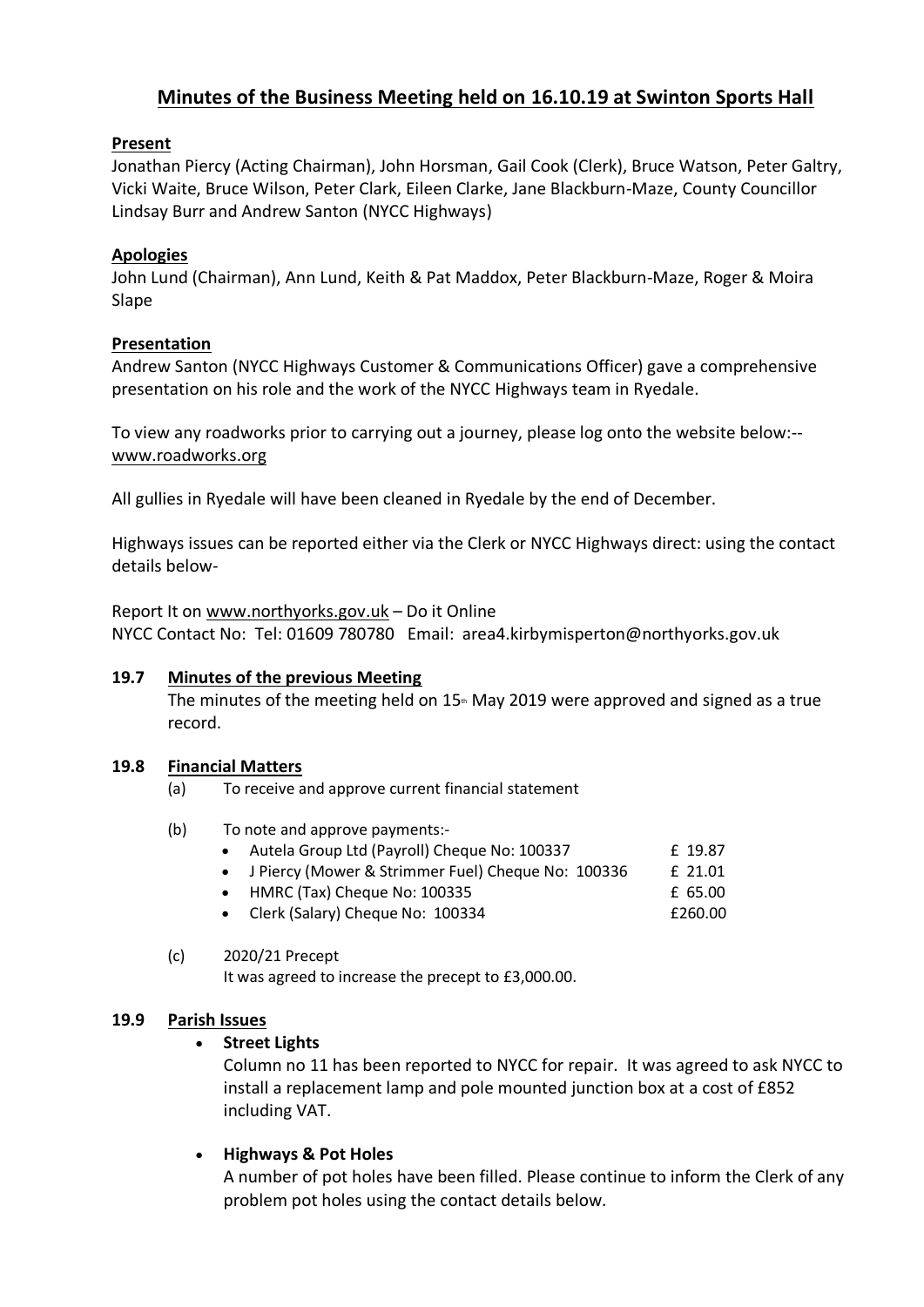# Minutes of the Business Meeting held on 16.10.19 at Swinton Sports Hall

## Present

Jonathan Piercy (Acting Chairman), John Horsman, Gail Cook (Clerk), Bruce Watson, Peter Galtry, Vicki Waite, Bruce Wilson, Peter Clark, Eileen Clarke, Jane Blackburn-Maze, County Councillor Lindsay Burr and Andrew Santon (NYCC Highways)

## Apologies

John Lund (Chairman), Ann Lund, Keith & Pat Maddox, Peter Blackburn-Maze, Roger & Moira Slape

## Presentation

Andrew Santon (NYCC Highways Customer & Communications Officer) gave a comprehensive presentation on his role and the work of the NYCC Highways team in Ryedale.

To view any roadworks prior to carrying out a journey, please log onto the website below:-- www.roadworks.org

All gullies in Ryedale will have been cleaned in Ryedale by the end of December.

Highways issues can be reported either via the Clerk or NYCC Highways direct: using the contact details below-

Report It on www.northyorks.gov.uk – Do it Online
NYCC Contact No: Tel: 01609 780780 Email: area4.kirbymisperton@northyorks.gov.uk

## 19.7 Minutes of the previous Meeting

The minutes of the meeting held on 15th May 2019 were approved and signed as a true record.

## 19.8 Financial Matters

(a) To receive and approve current financial statement

(b) To note and approve payments:-

| | |
|---|---|
| • Autela Group Ltd (Payroll) Cheque No: 100337 | £ 19.87 |
| • J Piercy (Mower & Strimmer Fuel) Cheque No: 100336 | £ 21.01 |
| • HMRC (Tax) Cheque No: 100335 | £ 65.00 |
| • Clerk (Salary) Cheque No: 100334 | £260.00 |

(c) 2020/21 Precept
It was agreed to increase the precept to £3,000.00.

## 19.9 Parish Issues

- **Street Lights**

  Column no 11 has been reported to NYCC for repair. It was agreed to ask NYCC to install a replacement lamp and pole mounted junction box at a cost of £852 including VAT.

- **Highways & Pot Holes**

  A number of pot holes have been filled. Please continue to inform the Clerk of any problem pot holes using the contact details below.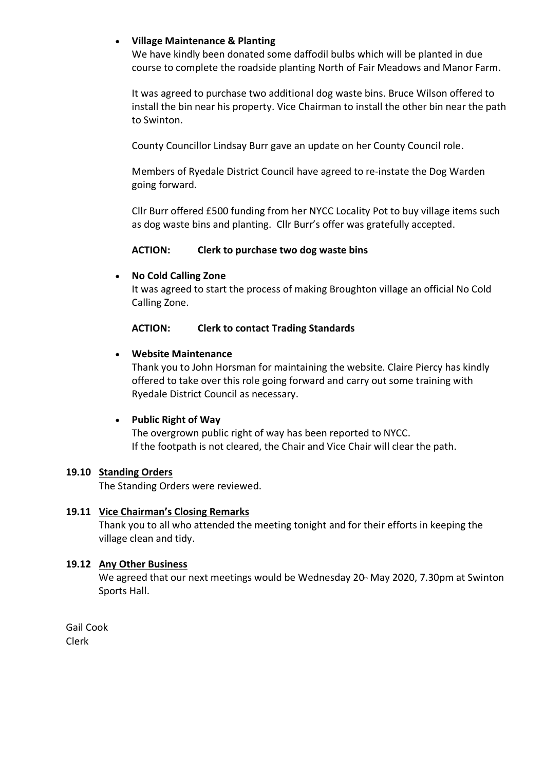- **Village Maintenance & Planting**

  We have kindly been donated some daffodil bulbs which will be planted in due course to complete the roadside planting North of Fair Meadows and Manor Farm.

  It was agreed to purchase two additional dog waste bins. Bruce Wilson offered to install the bin near his property. Vice Chairman to install the other bin near the path to Swinton.

  County Councillor Lindsay Burr gave an update on her County Council role.

  Members of Ryedale District Council have agreed to re-instate the Dog Warden going forward.

  Cllr Burr offered £500 funding from her NYCC Locality Pot to buy village items such as dog waste bins and planting. Cllr Burr's offer was gratefully accepted.

  **ACTION: Clerk to purchase two dog waste bins**

- **No Cold Calling Zone**

  It was agreed to start the process of making Broughton village an official No Cold Calling Zone.

  **ACTION: Clerk to contact Trading Standards**

- **Website Maintenance**

  Thank you to John Horsman for maintaining the website. Claire Piercy has kindly offered to take over this role going forward and carry out some training with Ryedale District Council as necessary.

- **Public Right of Way**

  The overgrown public right of way has been reported to NYCC.
  If the footpath is not cleared, the Chair and Vice Chair will clear the path.

## 19.10 Standing Orders

The Standing Orders were reviewed.

## 19.11 Vice Chairman's Closing Remarks

Thank you to all who attended the meeting tonight and for their efforts in keeping the village clean and tidy.

## 19.12 Any Other Business

We agreed that our next meetings would be Wednesday 20th May 2020, 7.30pm at Swinton Sports Hall.

Gail Cook
Clerk